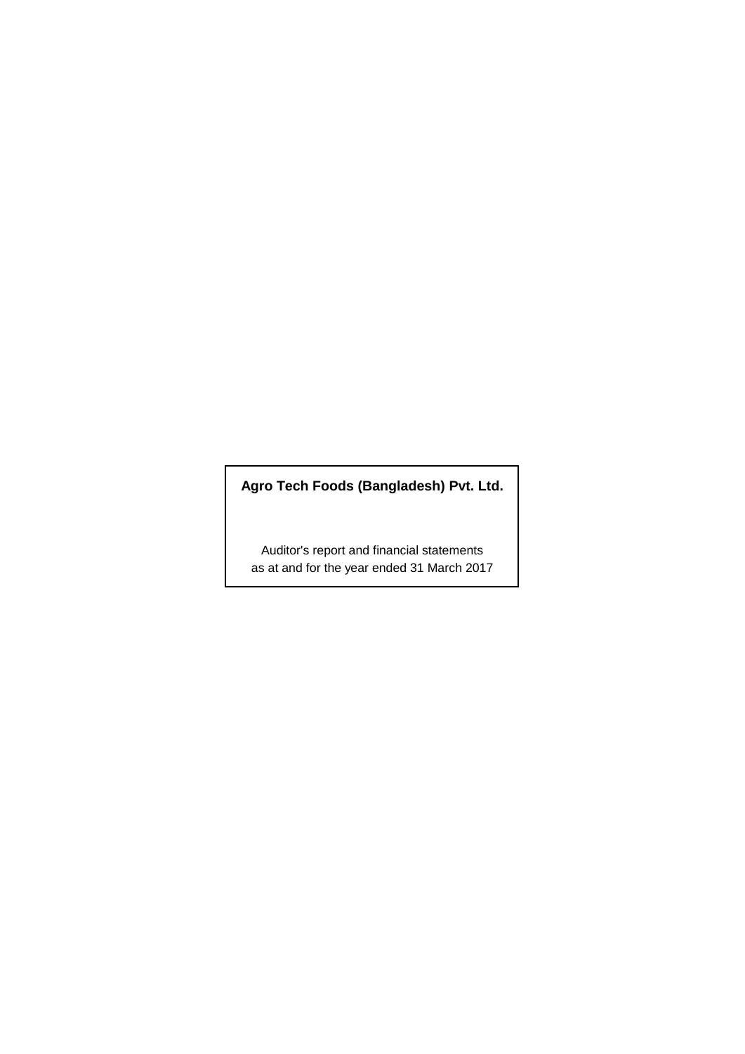**Agro Tech Foods (Bangladesh) Pvt. Ltd.**

Auditor's report and financial statements
as at and for the year ended 31 March 2017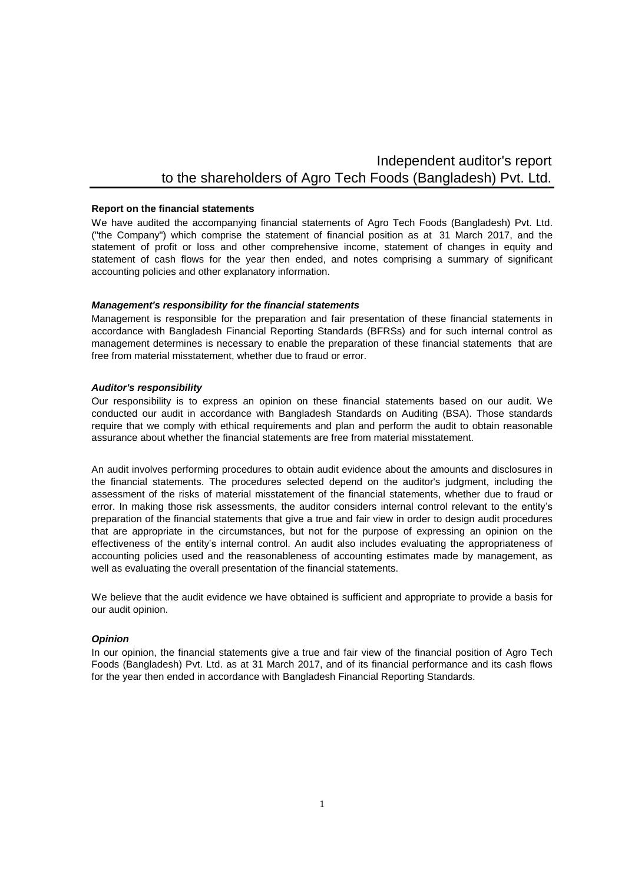# Independent auditor's report to the shareholders of Agro Tech Foods (Bangladesh) Pvt. Ltd.

**Report on the financial statements**

We have audited the accompanying financial statements of Agro Tech Foods (Bangladesh) Pvt. Ltd. ("the Company") which comprise the statement of financial position as at 31 March 2017, and the statement of profit or loss and other comprehensive income, statement of changes in equity and statement of cash flows for the year then ended, and notes comprising a summary of significant accounting policies and other explanatory information.

***Management's responsibility for the financial statements***

Management is responsible for the preparation and fair presentation of these financial statements in accordance with Bangladesh Financial Reporting Standards (BFRSs) and for such internal control as management determines is necessary to enable the preparation of these financial statements that are free from material misstatement, whether due to fraud or error.

***Auditor's responsibility***

Our responsibility is to express an opinion on these financial statements based on our audit. We conducted our audit in accordance with Bangladesh Standards on Auditing (BSA). Those standards require that we comply with ethical requirements and plan and perform the audit to obtain reasonable assurance about whether the financial statements are free from material misstatement.

An audit involves performing procedures to obtain audit evidence about the amounts and disclosures in the financial statements. The procedures selected depend on the auditor's judgment, including the assessment of the risks of material misstatement of the financial statements, whether due to fraud or error. In making those risk assessments, the auditor considers internal control relevant to the entity's preparation of the financial statements that give a true and fair view in order to design audit procedures that are appropriate in the circumstances, but not for the purpose of expressing an opinion on the effectiveness of the entity's internal control. An audit also includes evaluating the appropriateness of accounting policies used and the reasonableness of accounting estimates made by management, as well as evaluating the overall presentation of the financial statements.

We believe that the audit evidence we have obtained is sufficient and appropriate to provide a basis for our audit opinion.

***Opinion***

In our opinion, the financial statements give a true and fair view of the financial position of Agro Tech Foods (Bangladesh) Pvt. Ltd. as at 31 March 2017, and of its financial performance and its cash flows for the year then ended in accordance with Bangladesh Financial Reporting Standards.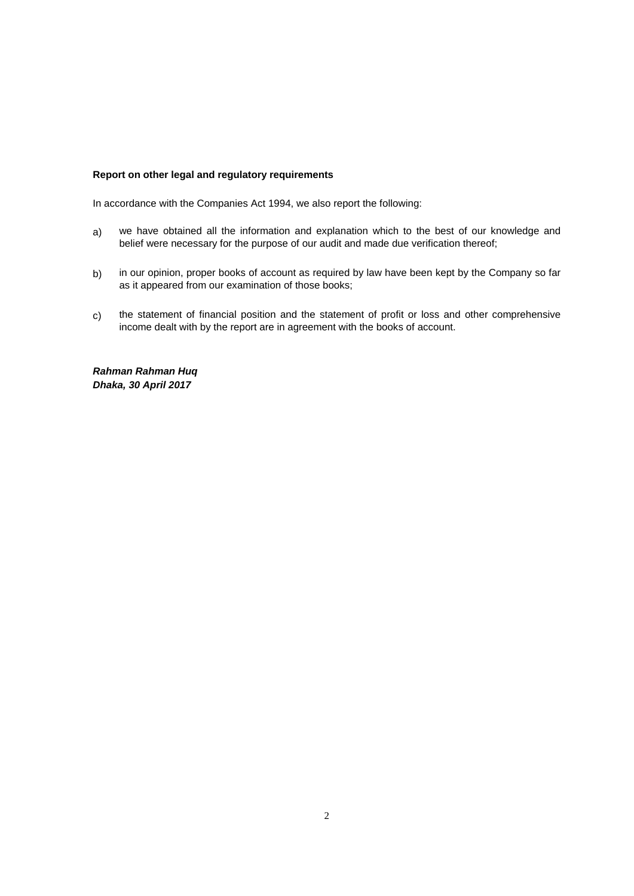**Report on other legal and regulatory requirements**

In accordance with the Companies Act 1994, we also report the following:

a) we have obtained all the information and explanation which to the best of our knowledge and belief were necessary for the purpose of our audit and made due verification thereof;

b) in our opinion, proper books of account as required by law have been kept by the Company so far as it appeared from our examination of those books;

c) the statement of financial position and the statement of profit or loss and other comprehensive income dealt with by the report are in agreement with the books of account.

***Rahman Rahman Huq***
***Dhaka, 30 April 2017***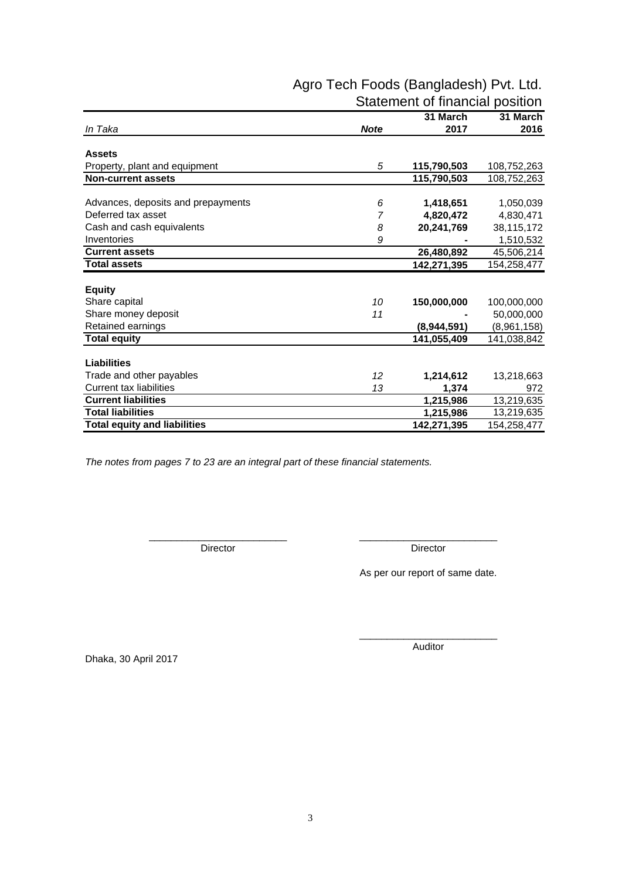# Agro Tech Foods (Bangladesh) Pvt. Ltd.

## Statement of financial position

| *In Taka* | ***Note*** | **31 March 2017** | **31 March 2016** |
|---|---|---|---|
| **Assets** | | | |
| Property, plant and equipment | *5* | **115,790,503** | 108,752,263 |
| **Non-current assets** | | **115,790,503** | 108,752,263 |
| | | | |
| Advances, deposits and prepayments | *6* | **1,418,651** | 1,050,039 |
| Deferred tax asset | *7* | **4,820,472** | 4,830,471 |
| Cash and cash equivalents | *8* | **20,241,769** | 38,115,172 |
| Inventories | *9* | **-** | 1,510,532 |
| **Current assets** | | **26,480,892** | 45,506,214 |
| **Total assets** | | **142,271,395** | 154,258,477 |
| | | | |
| **Equity** | | | |
| Share capital | *10* | **150,000,000** | 100,000,000 |
| Share money deposit | *11* | **-** | 50,000,000 |
| Retained earnings | | **(8,944,591)** | (8,961,158) |
| **Total equity** | | **141,055,409** | 141,038,842 |
| | | | |
| **Liabilities** | | | |
| Trade and other payables | *12* | **1,214,612** | 13,218,663 |
| Current tax liabilities | *13* | **1,374** | 972 |
| **Current liabilities** | | **1,215,986** | 13,219,635 |
| **Total liabilities** | | **1,215,986** | 13,219,635 |
| **Total equity and liabilities** | | **142,271,395** | 154,258,477 |

*The notes from pages 7 to 23 are an integral part of these financial statements.*

\_\_\_\_\_\_\_\_\_\_\_\_\_\_\_\_\_\_\_\_\_\_\_\_\_ Director

\_\_\_\_\_\_\_\_\_\_\_\_\_\_\_\_\_\_\_\_\_\_\_\_\_ Director

As per our report of same date.

\_\_\_\_\_\_\_\_\_\_\_\_\_\_\_\_\_\_\_\_\_\_\_\_\_ Auditor

Dhaka, 30 April 2017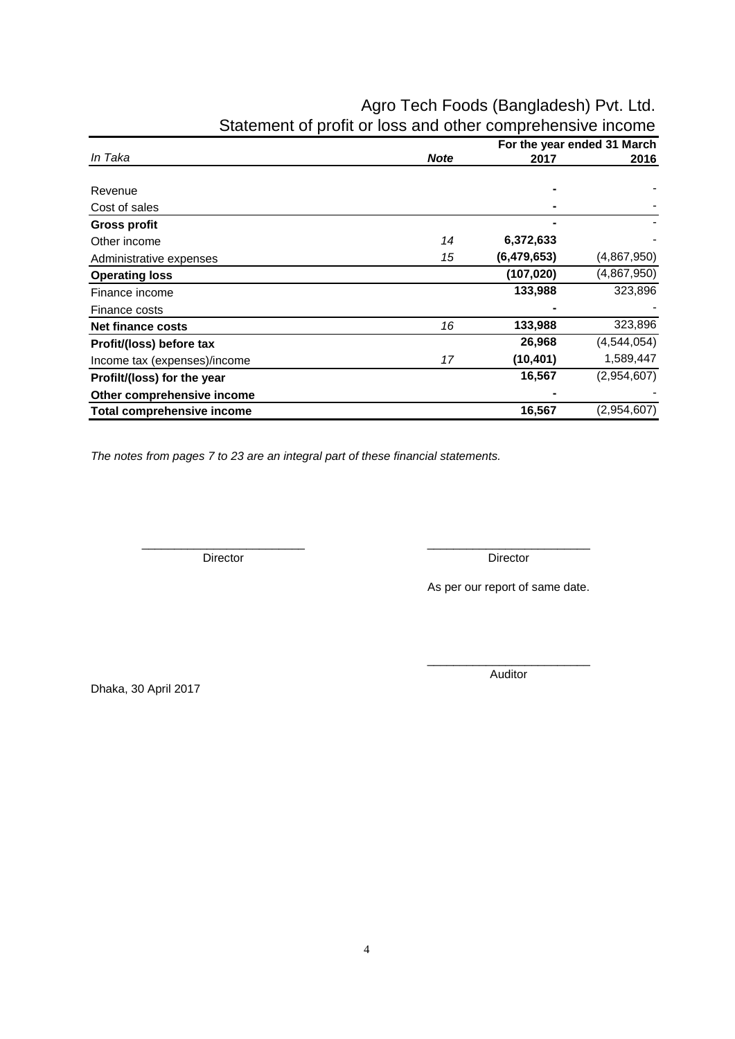# Agro Tech Foods (Bangladesh) Pvt. Ltd.

## Statement of profit or loss and other comprehensive income

| *In Taka* | *Note* | For the year ended 31 March 2017 | 2016 |
|---|---|---|---|
| Revenue | | **-** | - |
| Cost of sales | | **-** | - |
| **Gross profit** | | **-** | - |
| Other income | *14* | **6,372,633** | - |
| Administrative expenses | *15* | **(6,479,653)** | (4,867,950) |
| **Operating loss** | | **(107,020)** | (4,867,950) |
| Finance income | | **133,988** | 323,896 |
| Finance costs | | **-** | - |
| **Net finance costs** | *16* | **133,988** | 323,896 |
| **Profit/(loss) before tax** | | **26,968** | (4,544,054) |
| Income tax (expenses)/income | *17* | **(10,401)** | 1,589,447 |
| **Profilt/(loss) for the year** | | **16,567** | (2,954,607) |
| **Other comprehensive income** | | **-** | - |
| **Total comprehensive income** | | **16,567** | (2,954,607) |

*The notes from pages 7 to 23 are an integral part of these financial statements.*

\_\_\_\_\_\_\_\_\_\_\_\_\_\_\_\_\_\_\_\_\_\_\_\_
Director

\_\_\_\_\_\_\_\_\_\_\_\_\_\_\_\_\_\_\_\_\_\_\_\_
Director

As per our report of same date.

\_\_\_\_\_\_\_\_\_\_\_\_\_\_\_\_\_\_\_\_\_\_\_\_
Auditor

Dhaka, 30 April 2017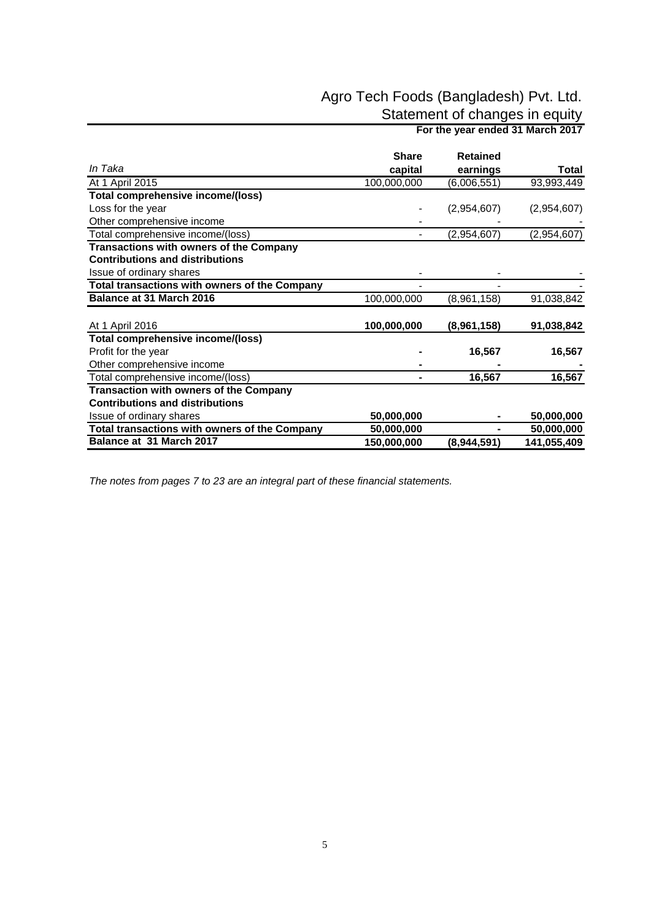# Agro Tech Foods (Bangladesh) Pvt. Ltd.

## Statement of changes in equity

**For the year ended 31 March 2017**

| *In Taka* | **Share capital** | **Retained earnings** | **Total** |
|---|---|---|---|
| At 1 April 2015 | 100,000,000 | (6,006,551) | 93,993,449 |
| **Total comprehensive income/(loss)** | | | |
| Loss for the year | - | (2,954,607) | (2,954,607) |
| Other comprehensive income | - | - | - |
| Total comprehensive income/(loss) | - | (2,954,607) | (2,954,607) |
| **Transactions with owners of the Company** | | | |
| **Contributions and distributions** | | | |
| Issue of ordinary shares | - | - | - |
| **Total transactions with owners of the Company** | - | - | - |
| **Balance at 31 March 2016** | 100,000,000 | (8,961,158) | 91,038,842 |
| | | | |
| At 1 April 2016 | **100,000,000** | **(8,961,158)** | **91,038,842** |
| **Total comprehensive income/(loss)** | | | |
| Profit for the year | **-** | **16,567** | **16,567** |
| Other comprehensive income | **-** | **-** | **-** |
| Total comprehensive income/(loss) | **-** | **16,567** | **16,567** |
| **Transaction with owners of the Company** | | | |
| **Contributions and distributions** | | | |
| Issue of ordinary shares | **50,000,000** | **-** | **50,000,000** |
| **Total transactions with owners of the Company** | **50,000,000** | **-** | **50,000,000** |
| **Balance at 31 March 2017** | **150,000,000** | **(8,944,591)** | **141,055,409** |

*The notes from pages 7 to 23 are an integral part of these financial statements.*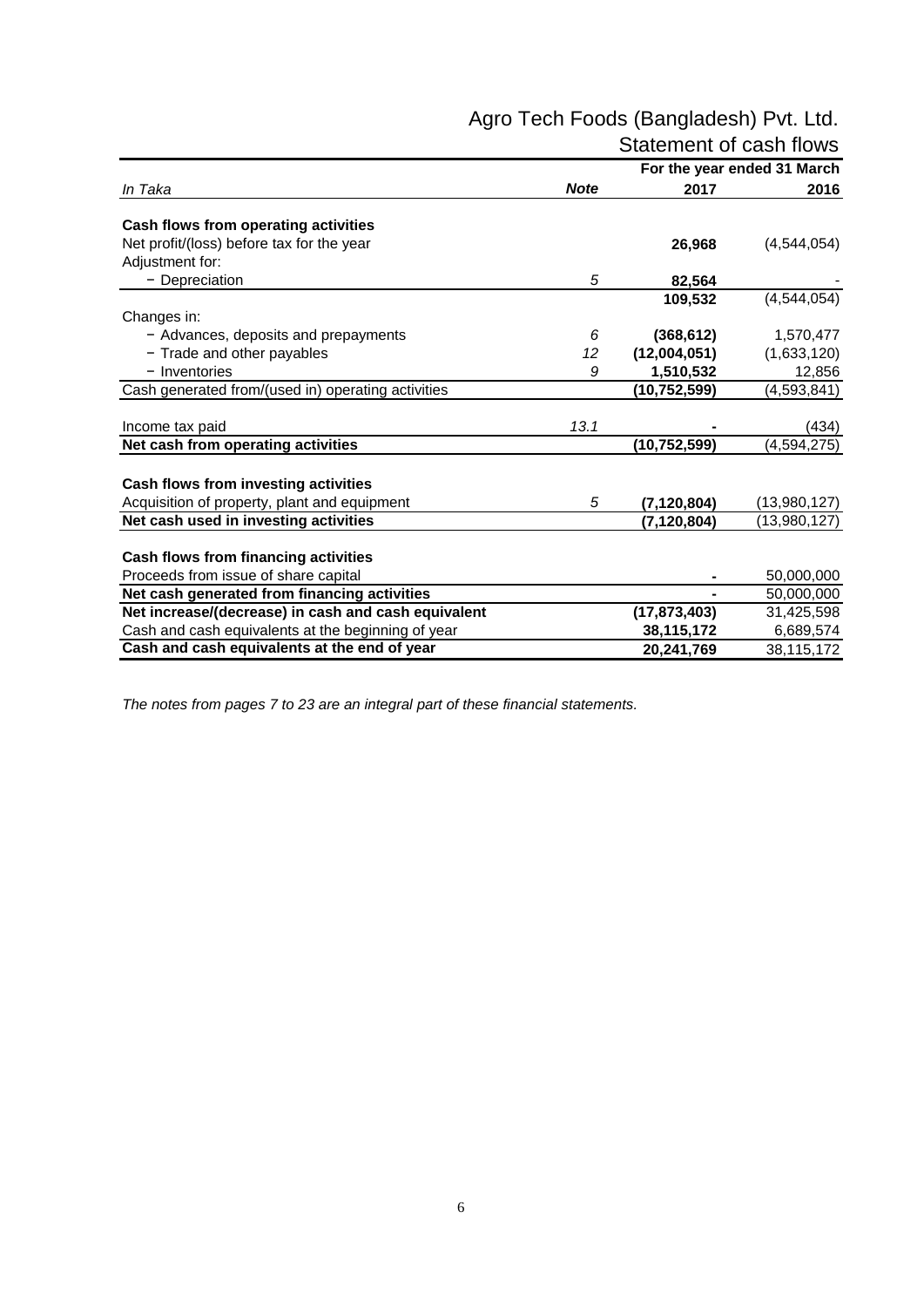# Agro Tech Foods (Bangladesh) Pvt. Ltd.

## Statement of cash flows

| *In Taka* | ***Note*** | **For the year ended 31 March 2017** | **2016** |
|---|---|---|---|
| **Cash flows from operating activities** | | | |
| Net profit/(loss) before tax for the year | | **26,968** | (4,544,054) |
| Adjustment for: | | | |
| − Depreciation | *5* | **82,564** | - |
| | | **109,532** | (4,544,054) |
| Changes in: | | | |
| − Advances, deposits and prepayments | *6* | **(368,612)** | 1,570,477 |
| − Trade and other payables | *12* | **(12,004,051)** | (1,633,120) |
| − Inventories | *9* | **1,510,532** | 12,856 |
| Cash generated from/(used in) operating activities | | **(10,752,599)** | (4,593,841) |
| Income tax paid | *13.1* | **-** | (434) |
| **Net cash from operating activities** | | **(10,752,599)** | (4,594,275) |
| **Cash flows from investing activities** | | | |
| Acquisition of property, plant and equipment | *5* | **(7,120,804)** | (13,980,127) |
| **Net cash used in investing activities** | | **(7,120,804)** | (13,980,127) |
| **Cash flows from financing activities** | | | |
| Proceeds from issue of share capital | | **-** | 50,000,000 |
| **Net cash generated from financing activities** | | **-** | 50,000,000 |
| **Net increase/(decrease) in cash and cash equivalent** | | **(17,873,403)** | 31,425,598 |
| Cash and cash equivalents at the beginning of year | | **38,115,172** | 6,689,574 |
| **Cash and cash equivalents at the end of year** | | **20,241,769** | 38,115,172 |

*The notes from pages 7 to 23 are an integral part of these financial statements.*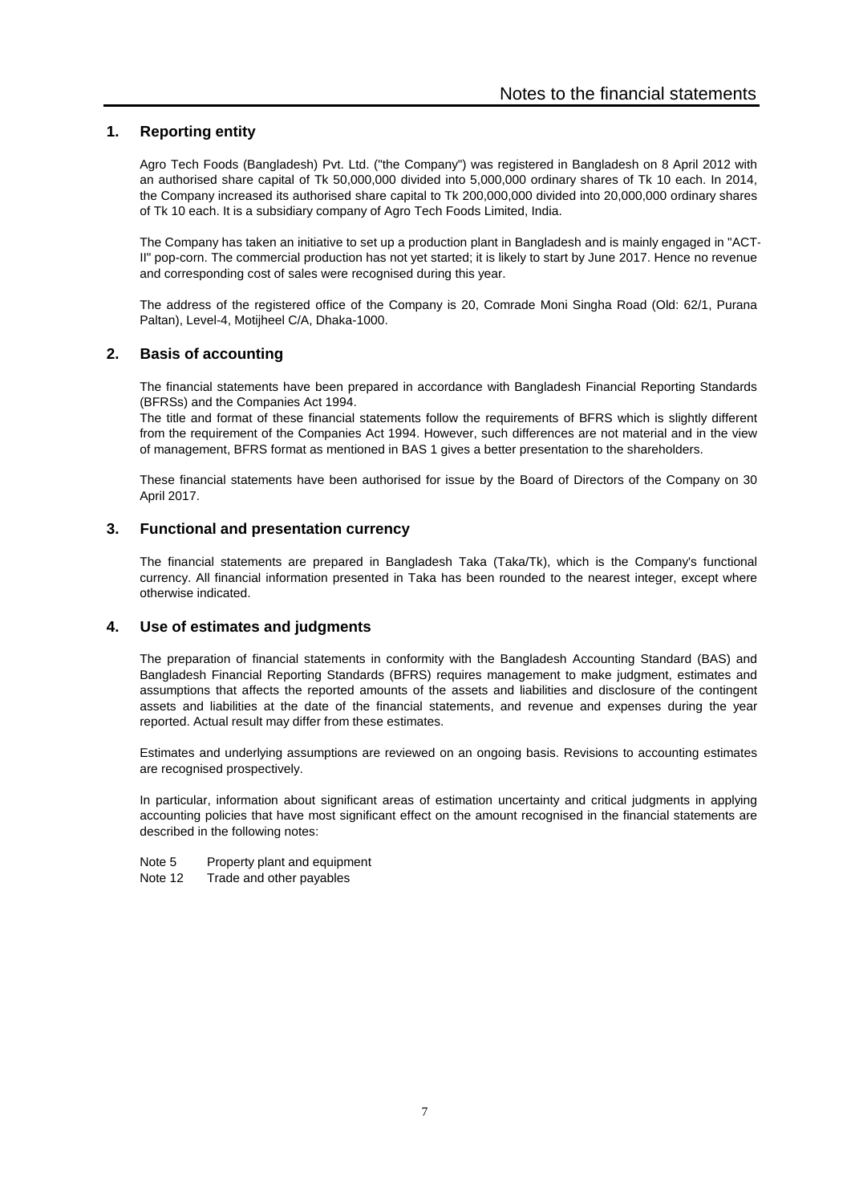# Notes to the financial statements

## 1. Reporting entity

Agro Tech Foods (Bangladesh) Pvt. Ltd. ("the Company") was registered in Bangladesh on 8 April 2012 with an authorised share capital of Tk 50,000,000 divided into 5,000,000 ordinary shares of Tk 10 each. In 2014, the Company increased its authorised share capital to Tk 200,000,000 divided into 20,000,000 ordinary shares of Tk 10 each. It is a subsidiary company of Agro Tech Foods Limited, India.

The Company has taken an initiative to set up a production plant in Bangladesh and is mainly engaged in "ACT-II" pop-corn. The commercial production has not yet started; it is likely to start by June 2017. Hence no revenue and corresponding cost of sales were recognised during this year.

The address of the registered office of the Company is 20, Comrade Moni Singha Road (Old: 62/1, Purana Paltan), Level-4, Motijheel C/A, Dhaka-1000.

## 2. Basis of accounting

The financial statements have been prepared in accordance with Bangladesh Financial Reporting Standards (BFRSs) and the Companies Act 1994.

The title and format of these financial statements follow the requirements of BFRS which is slightly different from the requirement of the Companies Act 1994. However, such differences are not material and in the view of management, BFRS format as mentioned in BAS 1 gives a better presentation to the shareholders.

These financial statements have been authorised for issue by the Board of Directors of the Company on 30 April 2017.

## 3. Functional and presentation currency

The financial statements are prepared in Bangladesh Taka (Taka/Tk), which is the Company's functional currency. All financial information presented in Taka has been rounded to the nearest integer, except where otherwise indicated.

## 4. Use of estimates and judgments

The preparation of financial statements in conformity with the Bangladesh Accounting Standard (BAS) and Bangladesh Financial Reporting Standards (BFRS) requires management to make judgment, estimates and assumptions that affects the reported amounts of the assets and liabilities and disclosure of the contingent assets and liabilities at the date of the financial statements, and revenue and expenses during the year reported. Actual result may differ from these estimates.

Estimates and underlying assumptions are reviewed on an ongoing basis. Revisions to accounting estimates are recognised prospectively.

In particular, information about significant areas of estimation uncertainty and critical judgments in applying accounting policies that have most significant effect on the amount recognised in the financial statements are described in the following notes:

Note 5 Property plant and equipment
Note 12 Trade and other payables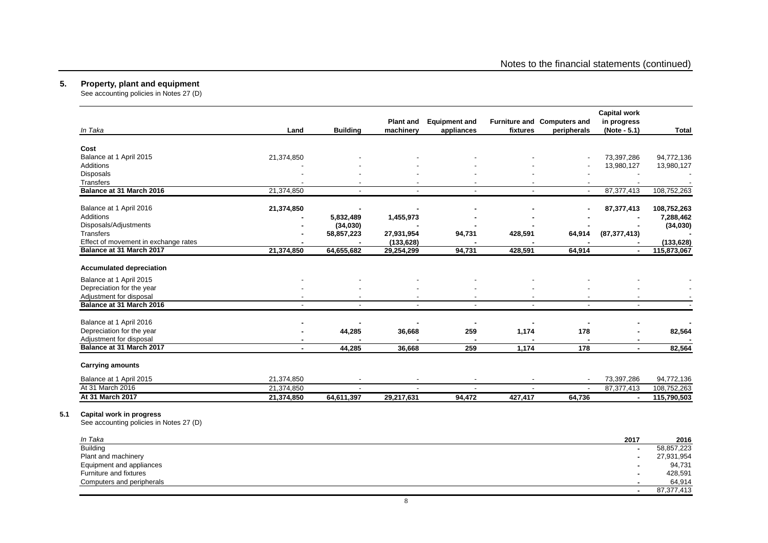## 5. Property, plant and equipment

See accounting policies in Notes 27 (D)

| *In Taka* | Land | Building | Plant and machinery | Equipment and appliances | Furniture and fixtures | Computers and peripherals | Capital work in progress (Note - 5.1) | Total |
|---|---|---|---|---|---|---|---|---|
| **Cost** | | | | | | | | |
| Balance at 1 April 2015 | 21,374,850 | - | - | - | - | - | 73,397,286 | 94,772,136 |
| Additions | - | - | - | - | - | - | 13,980,127 | 13,980,127 |
| Disposals | - | - | - | - | - | - | - | - |
| Transfers | - | - | - | - | - | - | - | - |
| **Balance at 31 March 2016** | 21,374,850 | - | - | - | - | - | 87,377,413 | 108,752,263 |
| Balance at 1 April 2016 | **21,374,850** | **-** | **-** | **-** | **-** | **-** | **87,377,413** | **108,752,263** |
| Additions | **-** | **5,832,489** | **1,455,973** | **-** | **-** | **-** | **-** | **7,288,462** |
| Disposals/Adjustments | **-** | **(34,030)** | **-** | **-** | **-** | **-** | **-** | **(34,030)** |
| Transfers | **-** | **58,857,223** | **27,931,954** | **94,731** | **428,591** | **64,914** | **(87,377,413)** | **-** |
| Effect of movement in exchange rates | **-** | **-** | **(133,628)** | **-** | **-** | **-** | **-** | **(133,628)** |
| **Balance at 31 March 2017** | **21,374,850** | **64,655,682** | **29,254,299** | **94,731** | **428,591** | **64,914** | **-** | **115,873,067** |
| **Accumulated depreciation** | | | | | | | | |
| Balance at 1 April 2015 | - | - | - | - | - | - | - | - |
| Depreciation for the year | - | - | - | - | - | - | - | - |
| Adjustment for disposal | - | - | - | - | - | - | - | - |
| **Balance at 31 March 2016** | - | - | - | - | - | - | - | - |
| Balance at 1 April 2016 | **-** | **-** | **-** | **-** | **-** | **-** | **-** | **-** |
| Depreciation for the year | **-** | **44,285** | **36,668** | **259** | **1,174** | **178** | **-** | **82,564** |
| Adjustment for disposal | **-** | **-** | **-** | **-** | **-** | **-** | **-** | **-** |
| **Balance at 31 March 2017** | **-** | **44,285** | **36,668** | **259** | **1,174** | **178** | **-** | **82,564** |
| **Carrying amounts** | | | | | | | | |
| Balance at 1 April 2015 | 21,374,850 | - | - | - | - | - | 73,397,286 | 94,772,136 |
| At 31 March 2016 | 21,374,850 | - | - | - | - | - | 87,377,413 | 108,752,263 |
| **At 31 March 2017** | **21,374,850** | **64,611,397** | **29,217,631** | **94,472** | **427,417** | **64,736** | **-** | **115,790,503** |

### 5.1 Capital work in progress

See accounting policies in Notes 27 (D)

| *In Taka* | 2017 | 2016 |
|---|---|---|
| Building | - | 58,857,223 |
| Plant and machinery | - | 27,931,954 |
| Equipment and appliances | - | 94,731 |
| Furniture and fixtures | - | 428,591 |
| Computers and peripherals | - | 64,914 |
| | - | 87,377,413 |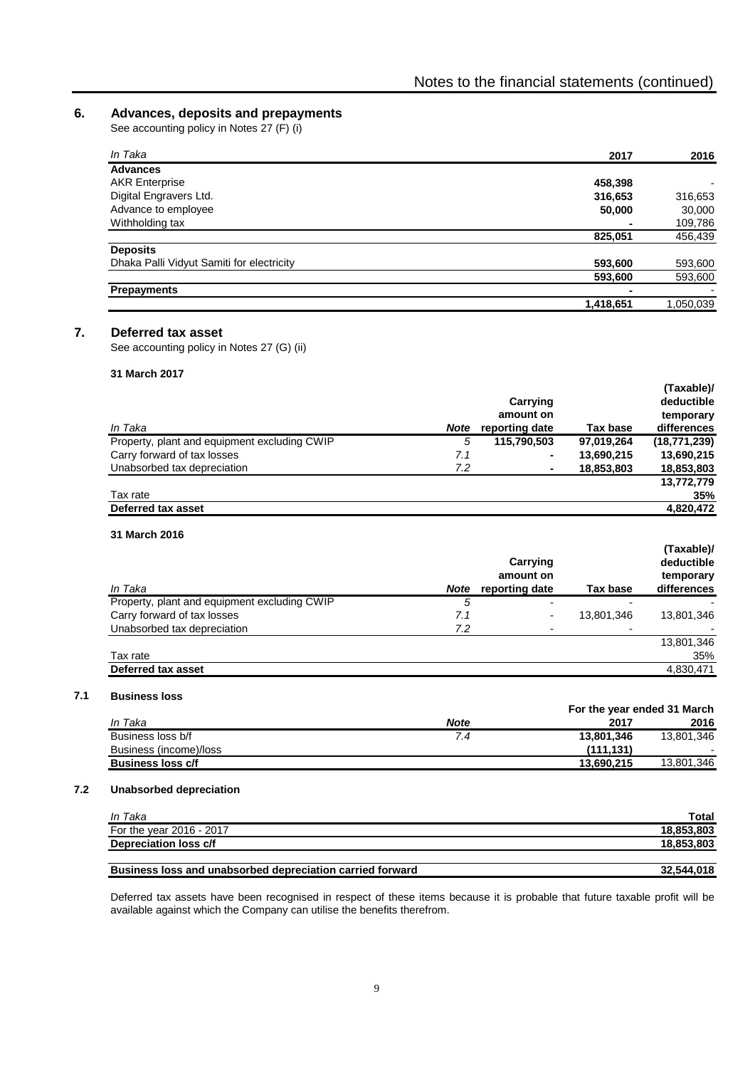## 6. Advances, deposits and prepayments

See accounting policy in Notes 27 (F) (i)

| *In Taka* | 2017 | 2016 |
|---|---|---|
| **Advances** | | |
| AKR Enterprise | **458,398** | - |
| Digital Engravers Ltd. | **316,653** | 316,653 |
| Advance to employee | **50,000** | 30,000 |
| Withholding tax | **-** | 109,786 |
| | **825,051** | 456,439 |
| **Deposits** | | |
| Dhaka Palli Vidyut Samiti for electricity | **593,600** | 593,600 |
| | **593,600** | 593,600 |
| **Prepayments** | **-** | - |
| | **1,418,651** | 1,050,039 |

## 7. Deferred tax asset

See accounting policy in Notes 27 (G) (ii)

**31 March 2017**

| *In Taka* | *Note* | Carrying amount on reporting date | Tax base | (Taxable)/ deductible temporary differences |
|---|---|---|---|---|
| Property, plant and equipment excluding CWIP | *5* | **115,790,503** | **97,019,264** | **(18,771,239)** |
| Carry forward of tax losses | *7.1* | **-** | **13,690,215** | **13,690,215** |
| Unabsorbed tax depreciation | *7.2* | **-** | **18,853,803** | **18,853,803** |
| | | | | **13,772,779** |
| Tax rate | | | | **35%** |
| **Deferred tax asset** | | | | **4,820,472** |

**31 March 2016**

| *In Taka* | *Note* | Carrying amount on reporting date | Tax base | (Taxable)/ deductible temporary differences |
|---|---|---|---|---|
| Property, plant and equipment excluding CWIP | *5* | - | - | - |
| Carry forward of tax losses | *7.1* | - | 13,801,346 | 13,801,346 |
| Unabsorbed tax depreciation | *7.2* | - | - | - |
| | | | | 13,801,346 |
| Tax rate | | | | 35% |
| **Deferred tax asset** | | | | 4,830,471 |

### 7.1 Business loss

| *In Taka* | *Note* | For the year ended 31 March 2017 | 2016 |
|---|---|---|---|
| Business loss b/f | *7.4* | **13,801,346** | 13,801,346 |
| Business (income)/loss | | **(111,131)** | - |
| **Business loss c/f** | | **13,690,215** | 13,801,346 |

### 7.2 Unabsorbed depreciation

| *In Taka* | Total |
|---|---|
| For the year 2016 - 2017 | **18,853,803** |
| **Depreciation loss c/f** | **18,853,803** |
| | |
| **Business loss and unabsorbed depreciation carried forward** | **32,544,018** |

Deferred tax assets have been recognised in respect of these items because it is probable that future taxable profit will be available against which the Company can utilise the benefits therefrom.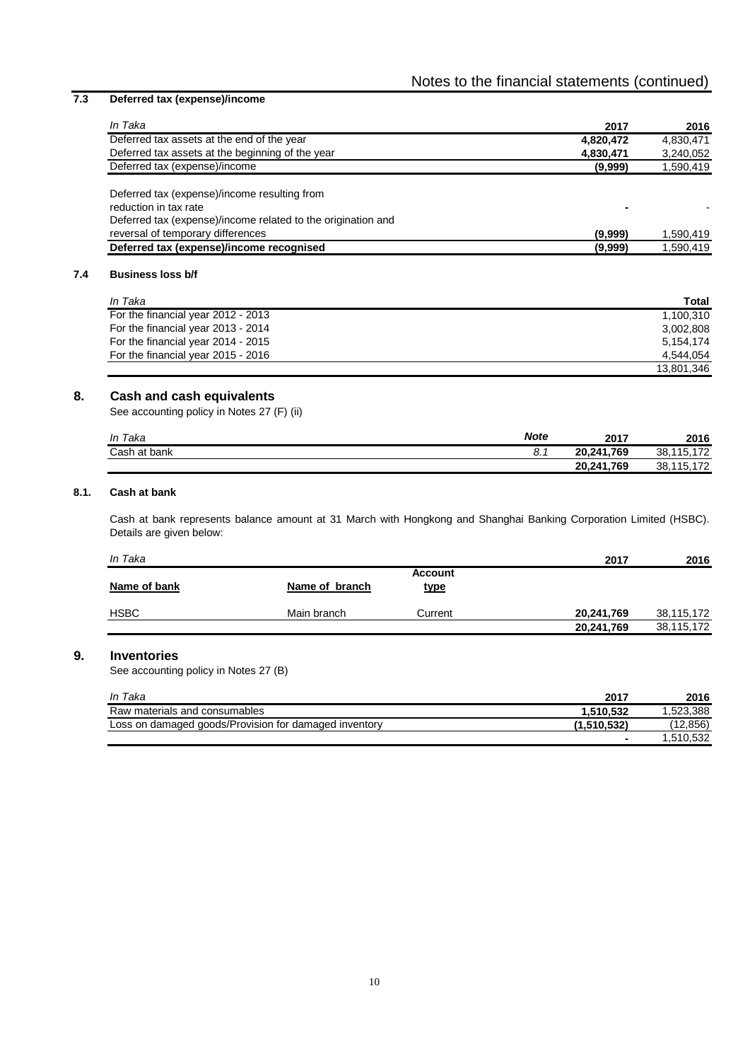### 7.3 Deferred tax (expense)/income

| *In Taka* | 2017 | 2016 |
|---|---|---|
| Deferred tax assets at the end of the year | **4,820,472** | 4,830,471 |
| Deferred tax assets at the beginning of the year | **4,830,471** | 3,240,052 |
| Deferred tax (expense)/income | **(9,999)** | 1,590,419 |
| | | |
| Deferred tax (expense)/income resulting from reduction in tax rate | **-** | - |
| Deferred tax (expense)/income related to the origination and reversal of temporary differences | **(9,999)** | 1,590,419 |
| **Deferred tax (expense)/income recognised** | **(9,999)** | 1,590,419 |

### 7.4 Business loss b/f

| *In Taka* | Total |
|---|---|
| For the financial year 2012 - 2013 | 1,100,310 |
| For the financial year 2013 - 2014 | 3,002,808 |
| For the financial year 2014 - 2015 | 5,154,174 |
| For the financial year 2015 - 2016 | 4,544,054 |
| | 13,801,346 |

## 8. Cash and cash equivalents

See accounting policy in Notes 27 (F) (ii)

| *In Taka* | *Note* | 2017 | 2016 |
|---|---|---|---|
| Cash at bank | *8.1* | **20,241,769** | 38,115,172 |
| | | **20,241,769** | 38,115,172 |

### 8.1. Cash at bank

Cash at bank represents balance amount at 31 March with Hongkong and Shanghai Banking Corporation Limited (HSBC). Details are given below:

| *In Taka* | | | 2017 | 2016 |
|---|---|---|---|---|
| **Name of bank** | **Name of branch** | **Account type** | | |
| HSBC | Main branch | Current | **20,241,769** | 38,115,172 |
| | | | **20,241,769** | 38,115,172 |

## 9. Inventories

See accounting policy in Notes 27 (B)

| *In Taka* | 2017 | 2016 |
|---|---|---|
| Raw materials and consumables | **1,510,532** | 1,523,388 |
| Loss on damaged goods/Provision for damaged inventory | **(1,510,532)** | (12,856) |
| | **-** | 1,510,532 |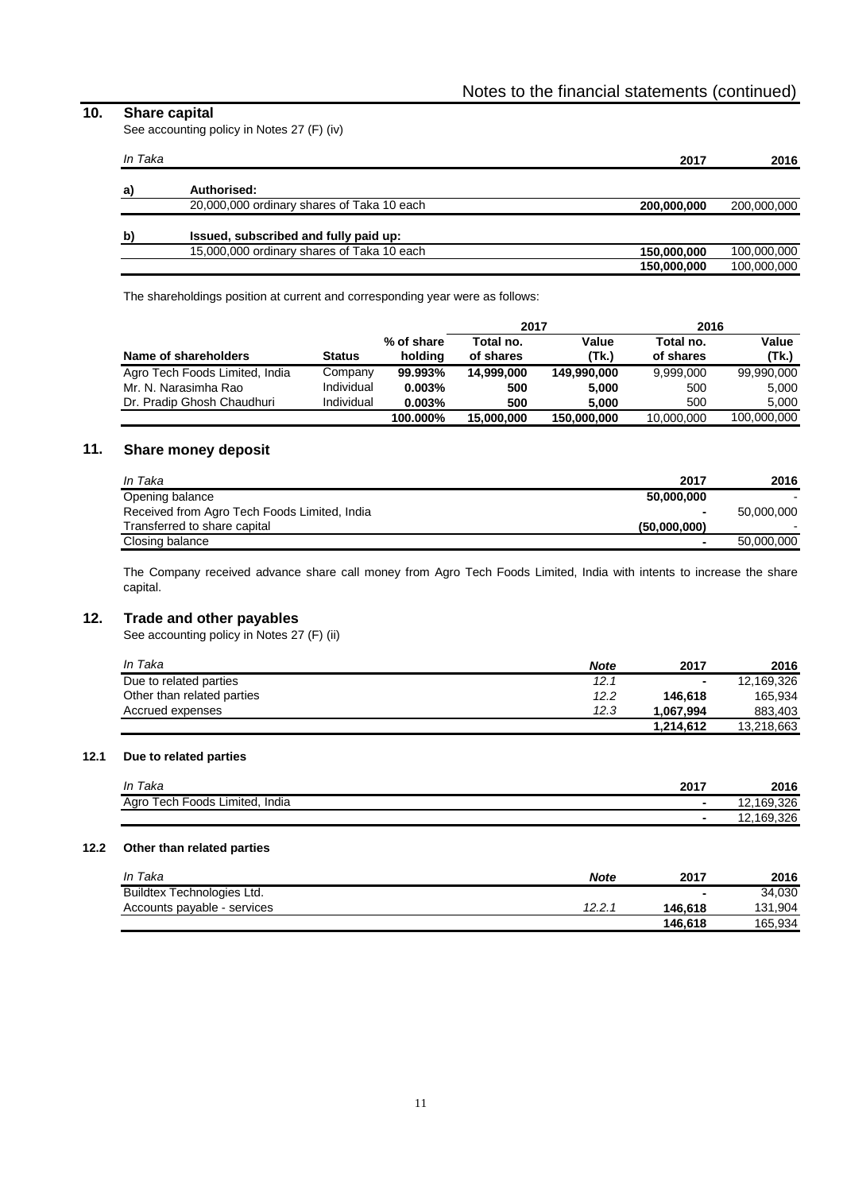## 10. Share capital

See accounting policy in Notes 27 (F) (iv)

| *In Taka* | | 2017 | 2016 |
|---|---|---|---|
| **a)** | **Authorised:** | | |
| | 20,000,000 ordinary shares of Taka 10 each | **200,000,000** | 200,000,000 |
| **b)** | **Issued, subscribed and fully paid up:** | | |
| | 15,000,000 ordinary shares of Taka 10 each | **150,000,000** | 100,000,000 |
| | | **150,000,000** | 100,000,000 |

The shareholdings position at current and corresponding year were as follows:

| | | | 2017 | | 2016 | |
|---|---|---|---|---|---|---|
| **Name of shareholders** | **Status** | **% of share holding** | **Total no. of shares** | **Value (Tk.)** | **Total no. of shares** | **Value (Tk.)** |
| Agro Tech Foods Limited, India | Company | **99.993%** | **14,999,000** | **149,990,000** | 9,999,000 | 99,990,000 |
| Mr. N. Narasimha Rao | Individual | **0.003%** | **500** | **5,000** | 500 | 5,000 |
| Dr. Pradip Ghosh Chaudhuri | Individual | **0.003%** | **500** | **5,000** | 500 | 5,000 |
| | | **100.000%** | **15,000,000** | **150,000,000** | 10,000,000 | 100,000,000 |

## 11. Share money deposit

| *In Taka* | 2017 | 2016 |
|---|---|---|
| Opening balance | **50,000,000** | - |
| Received from Agro Tech Foods Limited, India | **-** | 50,000,000 |
| Transferred to share capital | **(50,000,000)** | - |
| Closing balance | **-** | 50,000,000 |

The Company received advance share call money from Agro Tech Foods Limited, India with intents to increase the share capital.

## 12. Trade and other payables

See accounting policy in Notes 27 (F) (ii)

| *In Taka* | *Note* | 2017 | 2016 |
|---|---|---|---|
| Due to related parties | *12.1* | **-** | 12,169,326 |
| Other than related parties | *12.2* | **146,618** | 165,934 |
| Accrued expenses | *12.3* | **1,067,994** | 883,403 |
| | | **1,214,612** | 13,218,663 |

### 12.1 Due to related parties

| *In Taka* | 2017 | 2016 |
|---|---|---|
| Agro Tech Foods Limited, India | **-** | 12,169,326 |
| | **-** | 12,169,326 |

### 12.2 Other than related parties

| *In Taka* | *Note* | 2017 | 2016 |
|---|---|---|---|
| Buildtex Technologies Ltd. | | **-** | 34,030 |
| Accounts payable - services | *12.2.1* | **146,618** | 131,904 |
| | | **146,618** | 165,934 |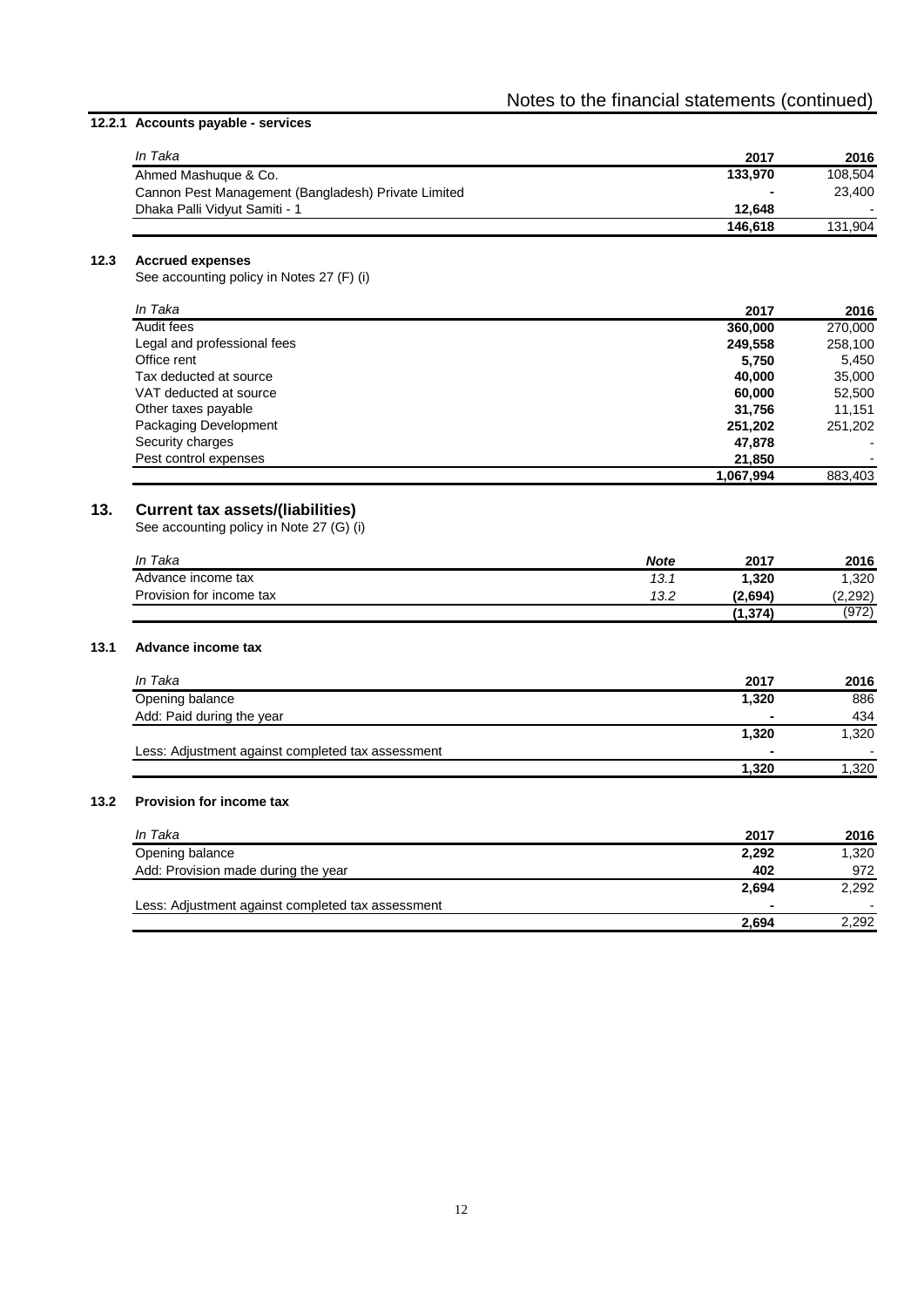### 12.2.1 Accounts payable - services

| *In Taka* | 2017 | 2016 |
|---|---|---|
| Ahmed Mashuque & Co. | **133,970** | 108,504 |
| Cannon Pest Management (Bangladesh) Private Limited | **-** | 23,400 |
| Dhaka Palli Vidyut Samiti - 1 | **12,648** | - |
| | **146,618** | 131,904 |

### 12.3 Accrued expenses

See accounting policy in Notes 27 (F) (i)

| *In Taka* | 2017 | 2016 |
|---|---|---|
| Audit fees | **360,000** | 270,000 |
| Legal and professional fees | **249,558** | 258,100 |
| Office rent | **5,750** | 5,450 |
| Tax deducted at source | **40,000** | 35,000 |
| VAT deducted at source | **60,000** | 52,500 |
| Other taxes payable | **31,756** | 11,151 |
| Packaging Development | **251,202** | 251,202 |
| Security charges | **47,878** | - |
| Pest control expenses | **21,850** | - |
| | **1,067,994** | 883,403 |

## 13. Current tax assets/(liabilities)

See accounting policy in Note 27 (G) (i)

| *In Taka* | ***Note*** | 2017 | 2016 |
|---|---|---|---|
| Advance income tax | *13.1* | **1,320** | 1,320 |
| Provision for income tax | *13.2* | **(2,694)** | (2,292) |
| | | **(1,374)** | (972) |

### 13.1 Advance income tax

| *In Taka* | 2017 | 2016 |
|---|---|---|
| Opening balance | **1,320** | 886 |
| Add: Paid during the year | **-** | 434 |
| | **1,320** | 1,320 |
| Less: Adjustment against completed tax assessment | **-** | - |
| | **1,320** | 1,320 |

### 13.2 Provision for income tax

| *In Taka* | 2017 | 2016 |
|---|---|---|
| Opening balance | **2,292** | 1,320 |
| Add: Provision made during the year | **402** | 972 |
| | **2,694** | 2,292 |
| Less: Adjustment against completed tax assessment | **-** | - |
| | **2,694** | 2,292 |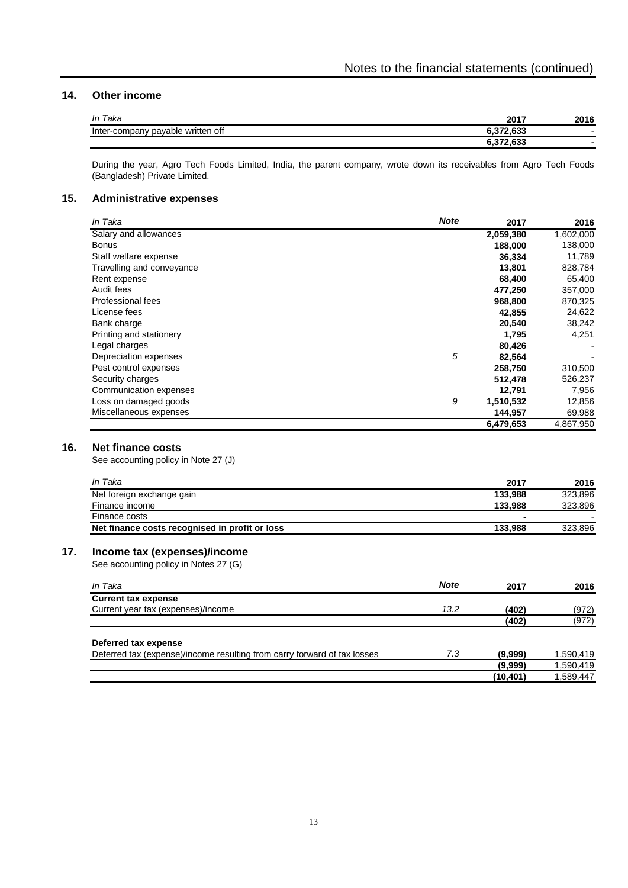## 14. Other income

| *In Taka* | 2017 | 2016 |
|---|---|---|
| Inter-company payable written off | **6,372,633** | - |
| | **6,372,633** | - |

During the year, Agro Tech Foods Limited, India, the parent company, wrote down its receivables from Agro Tech Foods (Bangladesh) Private Limited.

## 15. Administrative expenses

| *In Taka* | *Note* | 2017 | 2016 |
|---|---|---|---|
| Salary and allowances | | **2,059,380** | 1,602,000 |
| Bonus | | **188,000** | 138,000 |
| Staff welfare expense | | **36,334** | 11,789 |
| Travelling and conveyance | | **13,801** | 828,784 |
| Rent expense | | **68,400** | 65,400 |
| Audit fees | | **477,250** | 357,000 |
| Professional fees | | **968,800** | 870,325 |
| License fees | | **42,855** | 24,622 |
| Bank charge | | **20,540** | 38,242 |
| Printing and stationery | | **1,795** | 4,251 |
| Legal charges | | **80,426** | - |
| Depreciation expenses | *5* | **82,564** | - |
| Pest control expenses | | **258,750** | 310,500 |
| Security charges | | **512,478** | 526,237 |
| Communication expenses | | **12,791** | 7,956 |
| Loss on damaged goods | *9* | **1,510,532** | 12,856 |
| Miscellaneous expenses | | **144,957** | 69,988 |
| | | **6,479,653** | 4,867,950 |

## 16. Net finance costs

See accounting policy in Note 27 (J)

| *In Taka* | 2017 | 2016 |
|---|---|---|
| Net foreign exchange gain | **133,988** | 323,896 |
| Finance income | **133,988** | 323,896 |
| Finance costs | **-** | - |
| **Net finance costs recognised in profit or loss** | **133,988** | 323,896 |

## 17. Income tax (expenses)/income

See accounting policy in Notes 27 (G)

| *In Taka* | *Note* | 2017 | 2016 |
|---|---|---|---|
| **Current tax expense** | | | |
| Current year tax (expenses)/income | *13.2* | **(402)** | (972) |
| | | **(402)** | (972) |
| | | | |
| **Deferred tax expense** | | | |
| Deferred tax (expense)/income resulting from carry forward of tax losses | *7.3* | **(9,999)** | 1,590,419 |
| | | **(9,999)** | 1,590,419 |
| | | **(10,401)** | 1,589,447 |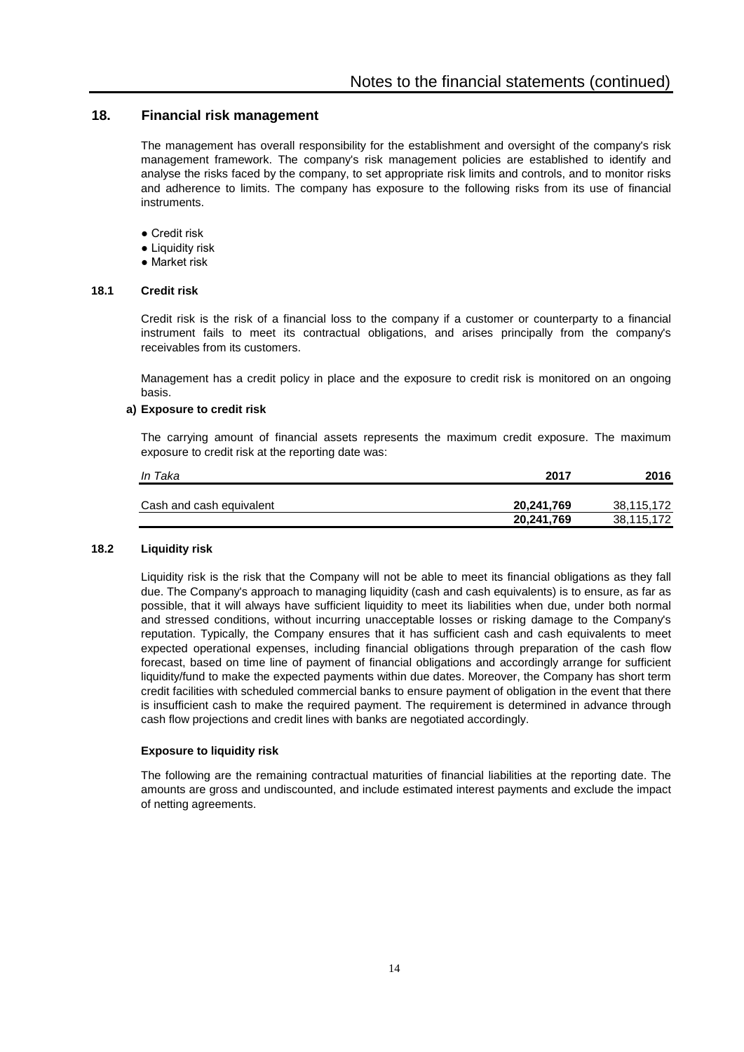## 18. Financial risk management

The management has overall responsibility for the establishment and oversight of the company's risk management framework. The company's risk management policies are established to identify and analyse the risks faced by the company, to set appropriate risk limits and controls, and to monitor risks and adherence to limits. The company has exposure to the following risks from its use of financial instruments.

- Credit risk
- Liquidity risk
- Market risk

### 18.1 Credit risk

Credit risk is the risk of a financial loss to the company if a customer or counterparty to a financial instrument fails to meet its contractual obligations, and arises principally from the company's receivables from its customers.

Management has a credit policy in place and the exposure to credit risk is monitored on an ongoing basis.

**a) Exposure to credit risk**

The carrying amount of financial assets represents the maximum credit exposure. The maximum exposure to credit risk at the reporting date was:

| *In Taka* | 2017 | 2016 |
|---|---|---|
| Cash and cash equivalent | **20,241,769** | 38,115,172 |
| | **20,241,769** | 38,115,172 |

### 18.2 Liquidity risk

Liquidity risk is the risk that the Company will not be able to meet its financial obligations as they fall due. The Company's approach to managing liquidity (cash and cash equivalents) is to ensure, as far as possible, that it will always have sufficient liquidity to meet its liabilities when due, under both normal and stressed conditions, without incurring unacceptable losses or risking damage to the Company's reputation. Typically, the Company ensures that it has sufficient cash and cash equivalents to meet expected operational expenses, including financial obligations through preparation of the cash flow forecast, based on time line of payment of financial obligations and accordingly arrange for sufficient liquidity/fund to make the expected payments within due dates. Moreover, the Company has short term credit facilities with scheduled commercial banks to ensure payment of obligation in the event that there is insufficient cash to make the required payment. The requirement is determined in advance through cash flow projections and credit lines with banks are negotiated accordingly.

**Exposure to liquidity risk**

The following are the remaining contractual maturities of financial liabilities at the reporting date. The amounts are gross and undiscounted, and include estimated interest payments and exclude the impact of netting agreements.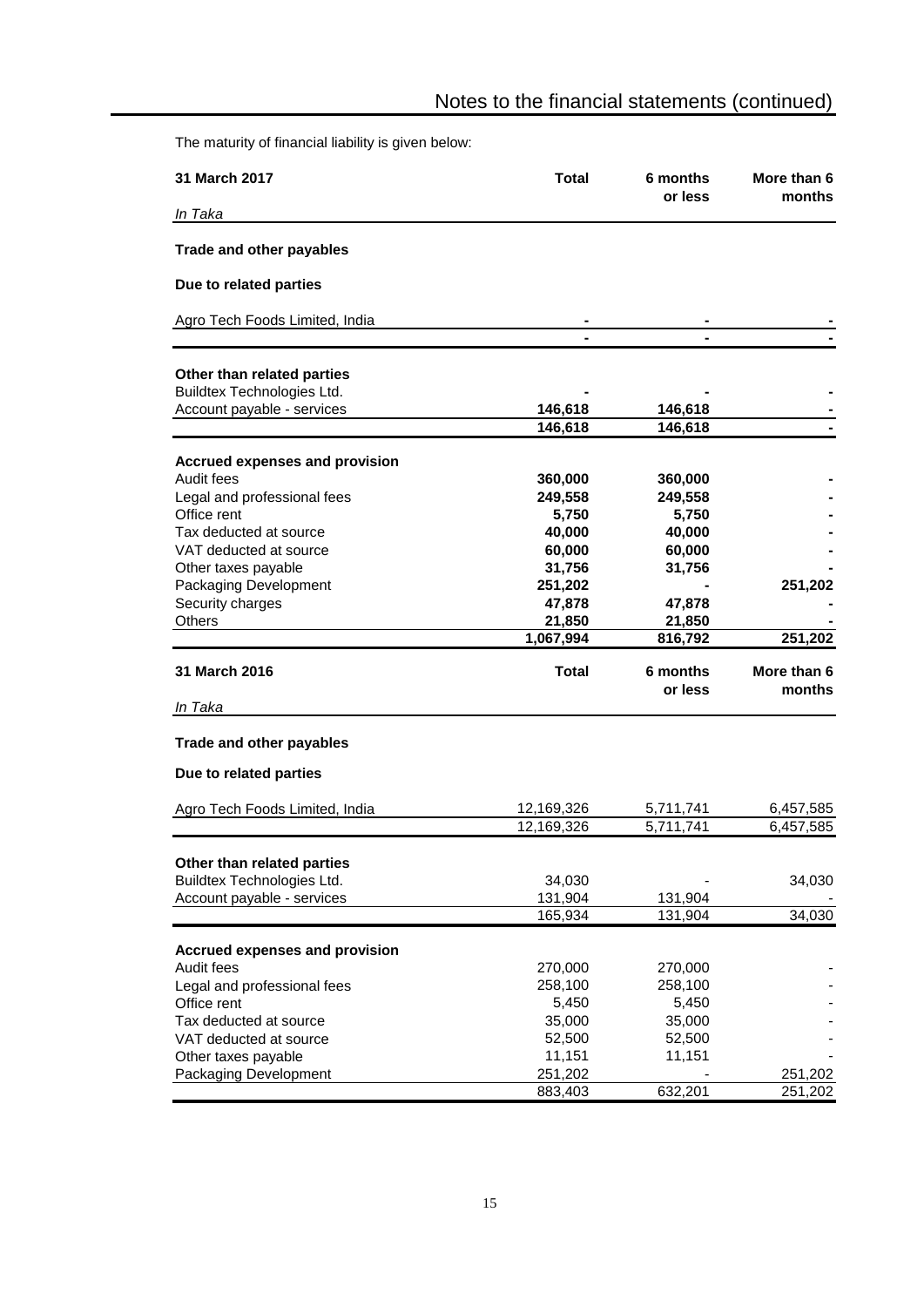The maturity of financial liability is given below:

| 31 March 2017<br>*In Taka* | Total | 6 months or less | More than 6 months |
|---|---|---|---|
| **Trade and other payables** | | | |
| **Due to related parties** | | | |
| Agro Tech Foods Limited, India | **-** | **-** | **-** |
| | **-** | **-** | **-** |
| **Other than related parties** | | | |
| Buildtex Technologies Ltd. | **-** | **-** | **-** |
| Account payable - services | **146,618** | **146,618** | **-** |
| | **146,618** | **146,618** | **-** |
| **Accrued expenses and provision** | | | |
| Audit fees | **360,000** | **360,000** | **-** |
| Legal and professional fees | **249,558** | **249,558** | **-** |
| Office rent | **5,750** | **5,750** | **-** |
| Tax deducted at source | **40,000** | **40,000** | **-** |
| VAT deducted at source | **60,000** | **60,000** | **-** |
| Other taxes payable | **31,756** | **31,756** | **-** |
| Packaging Development | **251,202** | **-** | **251,202** |
| Security charges | **47,878** | **47,878** | **-** |
| Others | **21,850** | **21,850** | **-** |
| | **1,067,994** | **816,792** | **251,202** |

| 31 March 2016<br>*In Taka* | Total | 6 months or less | More than 6 months |
|---|---|---|---|
| **Trade and other payables** | | | |
| **Due to related parties** | | | |
| Agro Tech Foods Limited, India | 12,169,326 | 5,711,741 | 6,457,585 |
| | 12,169,326 | 5,711,741 | 6,457,585 |
| **Other than related parties** | | | |
| Buildtex Technologies Ltd. | 34,030 | - | 34,030 |
| Account payable - services | 131,904 | 131,904 | - |
| | 165,934 | 131,904 | 34,030 |
| **Accrued expenses and provision** | | | |
| Audit fees | 270,000 | 270,000 | - |
| Legal and professional fees | 258,100 | 258,100 | - |
| Office rent | 5,450 | 5,450 | - |
| Tax deducted at source | 35,000 | 35,000 | - |
| VAT deducted at source | 52,500 | 52,500 | - |
| Other taxes payable | 11,151 | 11,151 | - |
| Packaging Development | 251,202 | - | 251,202 |
| | 883,403 | 632,201 | 251,202 |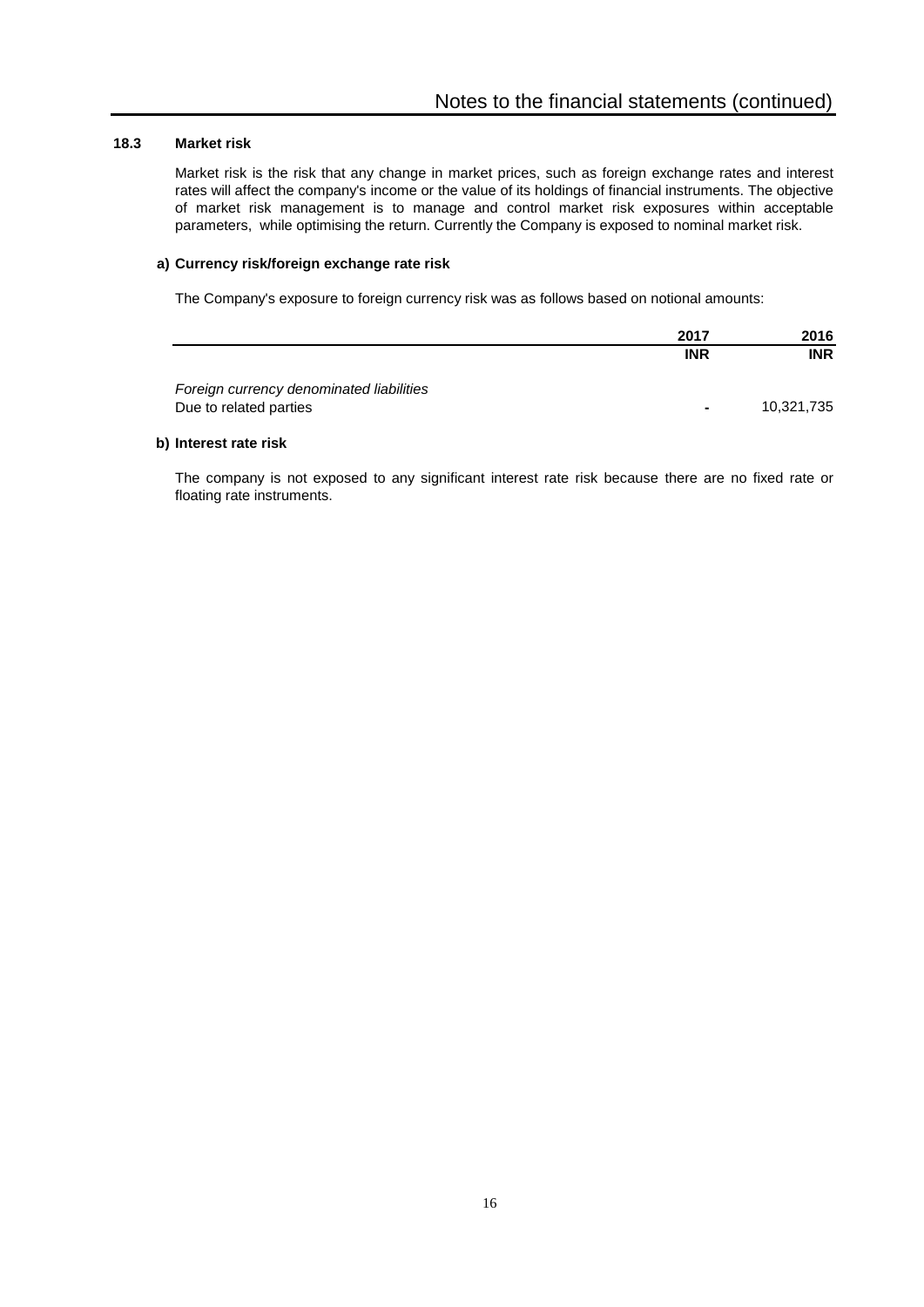### 18.3 Market risk

Market risk is the risk that any change in market prices, such as foreign exchange rates and interest rates will affect the company's income or the value of its holdings of financial instruments. The objective of market risk management is to manage and control market risk exposures within acceptable parameters, while optimising the return. Currently the Company is exposed to nominal market risk.

#### a) Currency risk/foreign exchange rate risk

The Company's exposure to foreign currency risk was as follows based on notional amounts:

| | 2017 | 2016 |
|---|---|---|
| | **INR** | **INR** |
| *Foreign currency denominated liabilities* | | |
| Due to related parties | - | 10,321,735 |

#### b) Interest rate risk

The company is not exposed to any significant interest rate risk because there are no fixed rate or floating rate instruments.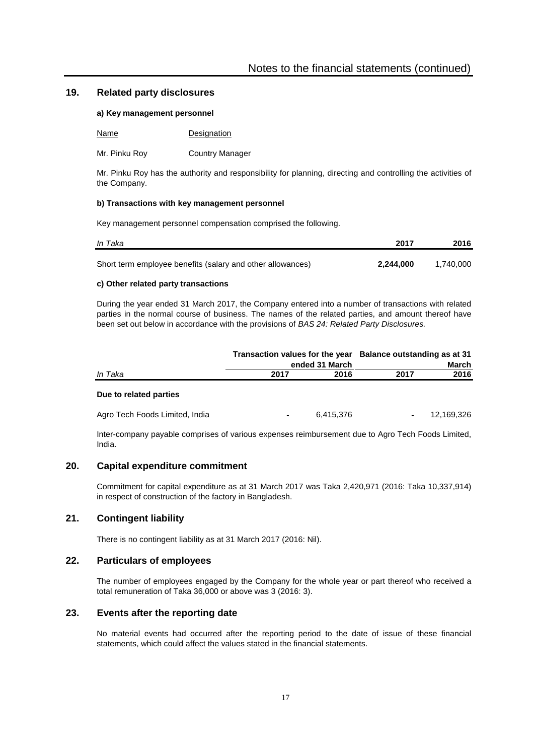## 19. Related party disclosures

**a) Key management personnel**

| Name | Designation |
|---|---|
| Mr. Pinku Roy | Country Manager |

Mr. Pinku Roy has the authority and responsibility for planning, directing and controlling the activities of the Company.

**b) Transactions with key management personnel**

Key management personnel compensation comprised the following.

| *In Taka* | 2017 | 2016 |
|---|---|---|
| Short term employee benefits (salary and other allowances) | **2,244,000** | 1,740,000 |

**c) Other related party transactions**

During the year ended 31 March 2017, the Company entered into a number of transactions with related parties in the normal course of business. The names of the related parties, and amount thereof have been set out below in accordance with the provisions of *BAS 24: Related Party Disclosures.*

| | Transaction values for the year ended 31 March | | Balance outstanding as at 31 March | |
|---|---|---|---|---|
| *In Taka* | 2017 | 2016 | 2017 | 2016 |
| **Due to related parties** | | | | |
| Agro Tech Foods Limited, India | - | 6,415,376 | - | 12,169,326 |

Inter-company payable comprises of various expenses reimbursement due to Agro Tech Foods Limited, India.

## 20. Capital expenditure commitment

Commitment for capital expenditure as at 31 March 2017 was Taka 2,420,971 (2016: Taka 10,337,914) in respect of construction of the factory in Bangladesh.

## 21. Contingent liability

There is no contingent liability as at 31 March 2017 (2016: Nil).

## 22. Particulars of employees

The number of employees engaged by the Company for the whole year or part thereof who received a total remuneration of Taka 36,000 or above was 3 (2016: 3).

## 23. Events after the reporting date

No material events had occurred after the reporting period to the date of issue of these financial statements, which could affect the values stated in the financial statements.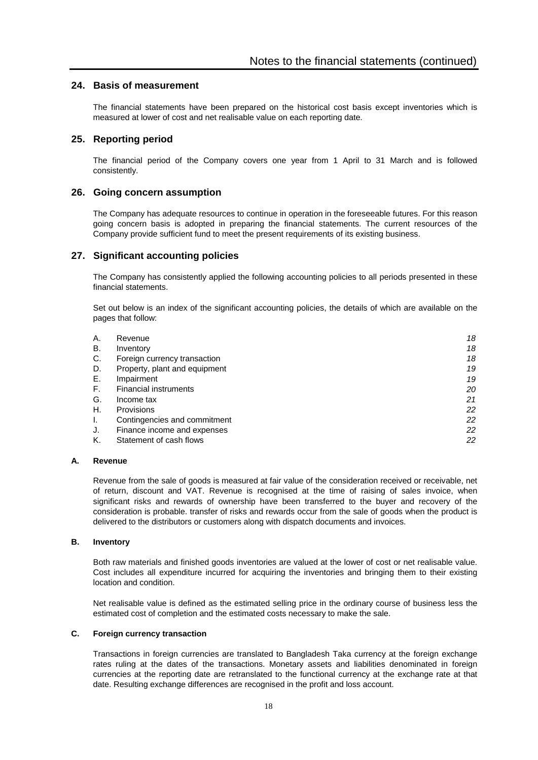## 24. Basis of measurement

The financial statements have been prepared on the historical cost basis except inventories which is measured at lower of cost and net realisable value on each reporting date.

## 25. Reporting period

The financial period of the Company covers one year from 1 April to 31 March and is followed consistently.

## 26. Going concern assumption

The Company has adequate resources to continue in operation in the foreseeable futures. For this reason going concern basis is adopted in preparing the financial statements. The current resources of the Company provide sufficient fund to meet the present requirements of its existing business.

## 27. Significant accounting policies

The Company has consistently applied the following accounting policies to all periods presented in these financial statements.

Set out below is an index of the significant accounting policies, the details of which are available on the pages that follow:

| | | |
|---|---|---|
| A. | Revenue | *18* |
| B. | Inventory | *18* |
| C. | Foreign currency transaction | *18* |
| D. | Property, plant and equipment | *19* |
| E. | Impairment | *19* |
| F. | Financial instruments | *20* |
| G. | Income tax | *21* |
| H. | Provisions | *22* |
| I. | Contingencies and commitment | *22* |
| J. | Finance income and expenses | *22* |
| K. | Statement of cash flows | *22* |

### A. Revenue

Revenue from the sale of goods is measured at fair value of the consideration received or receivable, net of return, discount and VAT. Revenue is recognised at the time of raising of sales invoice, when significant risks and rewards of ownership have been transferred to the buyer and recovery of the consideration is probable. transfer of risks and rewards occur from the sale of goods when the product is delivered to the distributors or customers along with dispatch documents and invoices.

### B. Inventory

Both raw materials and finished goods inventories are valued at the lower of cost or net realisable value. Cost includes all expenditure incurred for acquiring the inventories and bringing them to their existing location and condition.

Net realisable value is defined as the estimated selling price in the ordinary course of business less the estimated cost of completion and the estimated costs necessary to make the sale.

### C. Foreign currency transaction

Transactions in foreign currencies are translated to Bangladesh Taka currency at the foreign exchange rates ruling at the dates of the transactions. Monetary assets and liabilities denominated in foreign currencies at the reporting date are retranslated to the functional currency at the exchange rate at that date. Resulting exchange differences are recognised in the profit and loss account.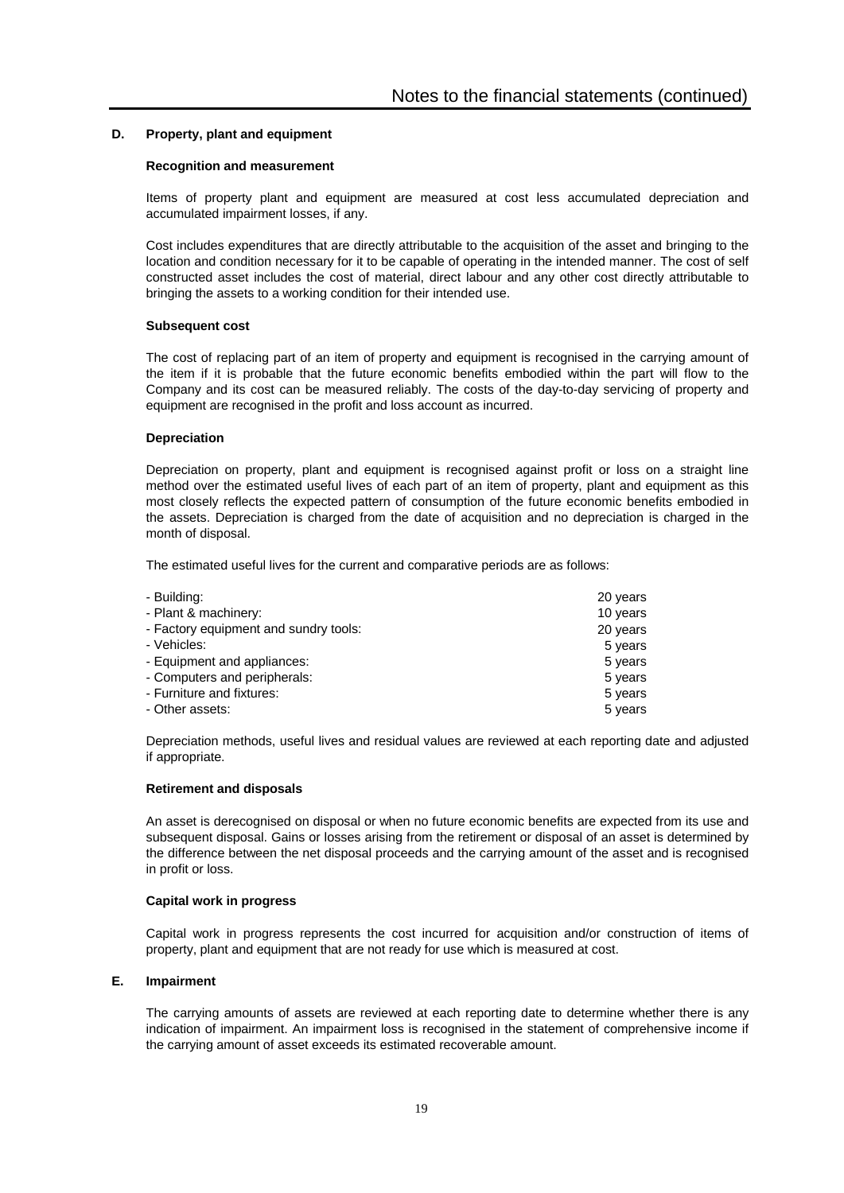## D. Property, plant and equipment

### Recognition and measurement

Items of property plant and equipment are measured at cost less accumulated depreciation and accumulated impairment losses, if any.

Cost includes expenditures that are directly attributable to the acquisition of the asset and bringing to the location and condition necessary for it to be capable of operating in the intended manner. The cost of self constructed asset includes the cost of material, direct labour and any other cost directly attributable to bringing the assets to a working condition for their intended use.

### Subsequent cost

The cost of replacing part of an item of property and equipment is recognised in the carrying amount of the item if it is probable that the future economic benefits embodied within the part will flow to the Company and its cost can be measured reliably. The costs of the day-to-day servicing of property and equipment are recognised in the profit and loss account as incurred.

### Depreciation

Depreciation on property, plant and equipment is recognised against profit or loss on a straight line method over the estimated useful lives of each part of an item of property, plant and equipment as this most closely reflects the expected pattern of consumption of the future economic benefits embodied in the assets. Depreciation is charged from the date of acquisition and no depreciation is charged in the month of disposal.

The estimated useful lives for the current and comparative periods are as follows:

| | |
|---|---|
| - Building: | 20 years |
| - Plant & machinery: | 10 years |
| - Factory equipment and sundry tools: | 20 years |
| - Vehicles: | 5 years |
| - Equipment and appliances: | 5 years |
| - Computers and peripherals: | 5 years |
| - Furniture and fixtures: | 5 years |
| - Other assets: | 5 years |

Depreciation methods, useful lives and residual values are reviewed at each reporting date and adjusted if appropriate.

### Retirement and disposals

An asset is derecognised on disposal or when no future economic benefits are expected from its use and subsequent disposal. Gains or losses arising from the retirement or disposal of an asset is determined by the difference between the net disposal proceeds and the carrying amount of the asset and is recognised in profit or loss.

### Capital work in progress

Capital work in progress represents the cost incurred for acquisition and/or construction of items of property, plant and equipment that are not ready for use which is measured at cost.

## E. Impairment

The carrying amounts of assets are reviewed at each reporting date to determine whether there is any indication of impairment. An impairment loss is recognised in the statement of comprehensive income if the carrying amount of asset exceeds its estimated recoverable amount.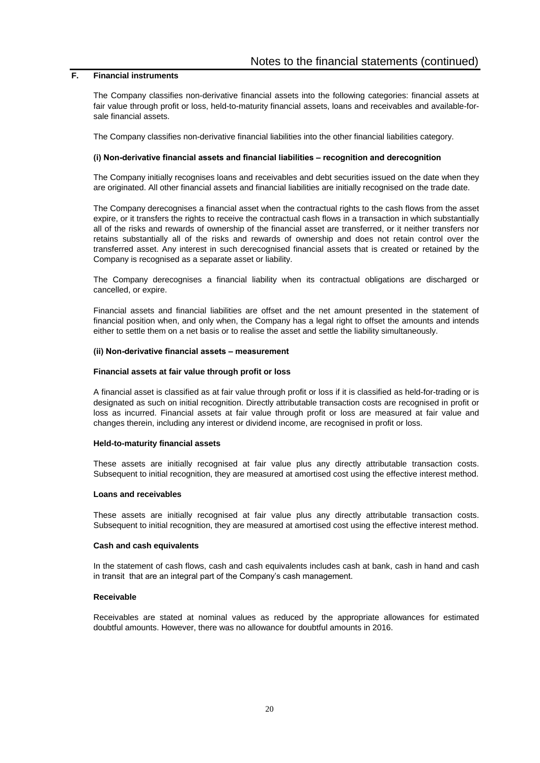## F. Financial instruments

The Company classifies non-derivative financial assets into the following categories: financial assets at fair value through profit or loss, held-to-maturity financial assets, loans and receivables and available-for-sale financial assets.

The Company classifies non-derivative financial liabilities into the other financial liabilities category.

**(i) Non-derivative financial assets and financial liabilities – recognition and derecognition**

The Company initially recognises loans and receivables and debt securities issued on the date when they are originated. All other financial assets and financial liabilities are initially recognised on the trade date.

The Company derecognises a financial asset when the contractual rights to the cash flows from the asset expire, or it transfers the rights to receive the contractual cash flows in a transaction in which substantially all of the risks and rewards of ownership of the financial asset are transferred, or it neither transfers nor retains substantially all of the risks and rewards of ownership and does not retain control over the transferred asset. Any interest in such derecognised financial assets that is created or retained by the Company is recognised as a separate asset or liability.

The Company derecognises a financial liability when its contractual obligations are discharged or cancelled, or expire.

Financial assets and financial liabilities are offset and the net amount presented in the statement of financial position when, and only when, the Company has a legal right to offset the amounts and intends either to settle them on a net basis or to realise the asset and settle the liability simultaneously.

**(ii) Non-derivative financial assets – measurement**

**Financial assets at fair value through profit or loss**

A financial asset is classified as at fair value through profit or loss if it is classified as held-for-trading or is designated as such on initial recognition. Directly attributable transaction costs are recognised in profit or loss as incurred. Financial assets at fair value through profit or loss are measured at fair value and changes therein, including any interest or dividend income, are recognised in profit or loss.

**Held-to-maturity financial assets**

These assets are initially recognised at fair value plus any directly attributable transaction costs. Subsequent to initial recognition, they are measured at amortised cost using the effective interest method.

**Loans and receivables**

These assets are initially recognised at fair value plus any directly attributable transaction costs. Subsequent to initial recognition, they are measured at amortised cost using the effective interest method.

**Cash and cash equivalents**

In the statement of cash flows, cash and cash equivalents includes cash at bank, cash in hand and cash in transit that are an integral part of the Company's cash management.

**Receivable**

Receivables are stated at nominal values as reduced by the appropriate allowances for estimated doubtful amounts. However, there was no allowance for doubtful amounts in 2016.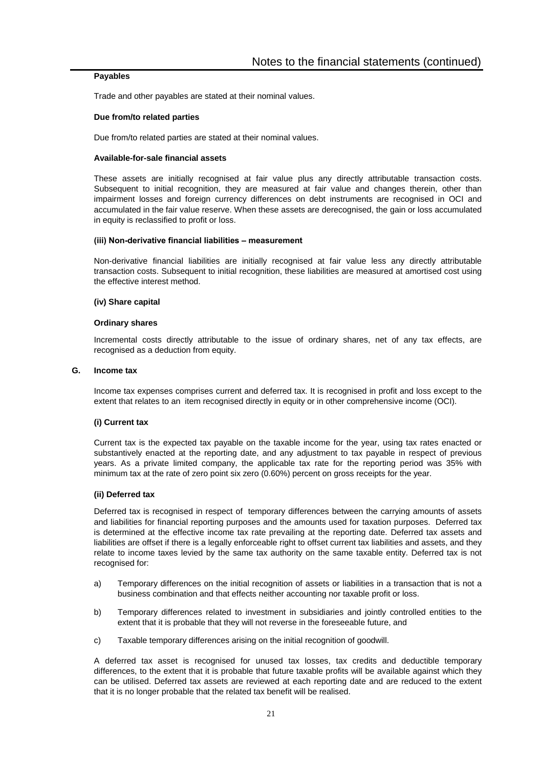**Payables**

Trade and other payables are stated at their nominal values.

**Due from/to related parties**

Due from/to related parties are stated at their nominal values.

**Available-for-sale financial assets**

These assets are initially recognised at fair value plus any directly attributable transaction costs. Subsequent to initial recognition, they are measured at fair value and changes therein, other than impairment losses and foreign currency differences on debt instruments are recognised in OCI and accumulated in the fair value reserve. When these assets are derecognised, the gain or loss accumulated in equity is reclassified to profit or loss.

**(iii) Non-derivative financial liabilities – measurement**

Non-derivative financial liabilities are initially recognised at fair value less any directly attributable transaction costs. Subsequent to initial recognition, these liabilities are measured at amortised cost using the effective interest method.

**(iv) Share capital**

**Ordinary shares**

Incremental costs directly attributable to the issue of ordinary shares, net of any tax effects, are recognised as a deduction from equity.

**G. Income tax**

Income tax expenses comprises current and deferred tax. It is recognised in profit and loss except to the extent that relates to an item recognised directly in equity or in other comprehensive income (OCI).

**(i) Current tax**

Current tax is the expected tax payable on the taxable income for the year, using tax rates enacted or substantively enacted at the reporting date, and any adjustment to tax payable in respect of previous years. As a private limited company, the applicable tax rate for the reporting period was 35% with minimum tax at the rate of zero point six zero (0.60%) percent on gross receipts for the year.

**(ii) Deferred tax**

Deferred tax is recognised in respect of temporary differences between the carrying amounts of assets and liabilities for financial reporting purposes and the amounts used for taxation purposes. Deferred tax is determined at the effective income tax rate prevailing at the reporting date. Deferred tax assets and liabilities are offset if there is a legally enforceable right to offset current tax liabilities and assets, and they relate to income taxes levied by the same tax authority on the same taxable entity. Deferred tax is not recognised for:

a) Temporary differences on the initial recognition of assets or liabilities in a transaction that is not a business combination and that effects neither accounting nor taxable profit or loss.

b) Temporary differences related to investment in subsidiaries and jointly controlled entities to the extent that it is probable that they will not reverse in the foreseeable future, and

c) Taxable temporary differences arising on the initial recognition of goodwill.

A deferred tax asset is recognised for unused tax losses, tax credits and deductible temporary differences, to the extent that it is probable that future taxable profits will be available against which they can be utilised. Deferred tax assets are reviewed at each reporting date and are reduced to the extent that it is no longer probable that the related tax benefit will be realised.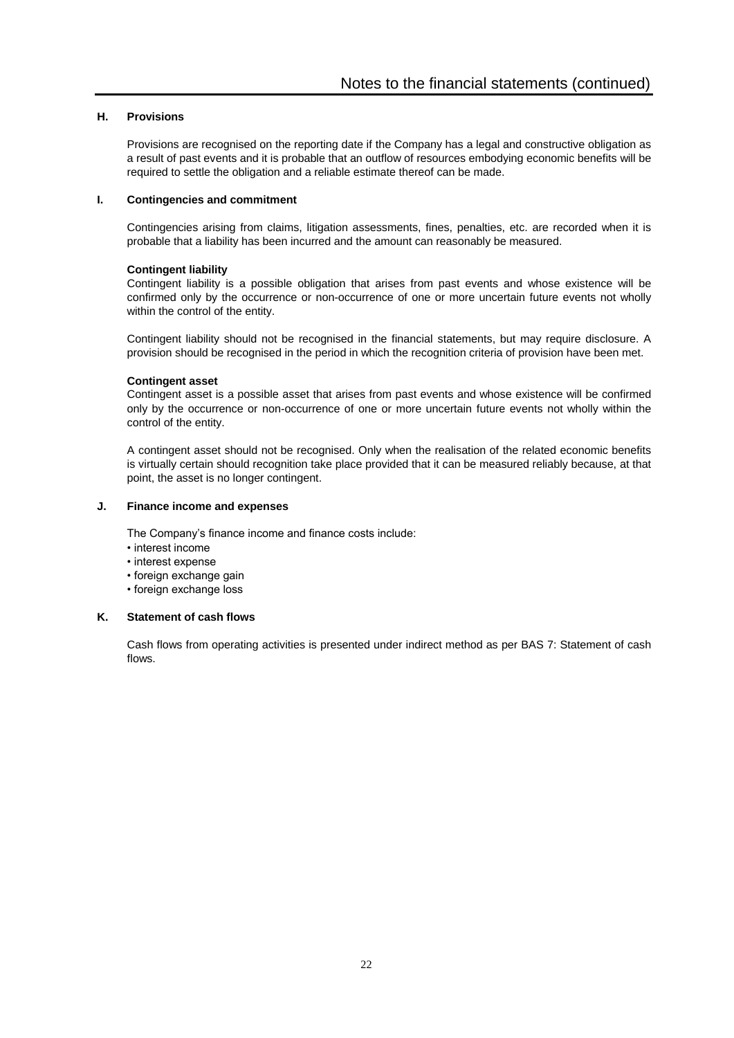### H. Provisions

Provisions are recognised on the reporting date if the Company has a legal and constructive obligation as a result of past events and it is probable that an outflow of resources embodying economic benefits will be required to settle the obligation and a reliable estimate thereof can be made.

### I. Contingencies and commitment

Contingencies arising from claims, litigation assessments, fines, penalties, etc. are recorded when it is probable that a liability has been incurred and the amount can reasonably be measured.

**Contingent liability**

Contingent liability is a possible obligation that arises from past events and whose existence will be confirmed only by the occurrence or non-occurrence of one or more uncertain future events not wholly within the control of the entity.

Contingent liability should not be recognised in the financial statements, but may require disclosure. A provision should be recognised in the period in which the recognition criteria of provision have been met.

**Contingent asset**

Contingent asset is a possible asset that arises from past events and whose existence will be confirmed only by the occurrence or non-occurrence of one or more uncertain future events not wholly within the control of the entity.

A contingent asset should not be recognised. Only when the realisation of the related economic benefits is virtually certain should recognition take place provided that it can be measured reliably because, at that point, the asset is no longer contingent.

### J. Finance income and expenses

The Company's finance income and finance costs include:

- interest income
- interest expense
- foreign exchange gain
- foreign exchange loss

### K. Statement of cash flows

Cash flows from operating activities is presented under indirect method as per BAS 7: Statement of cash flows.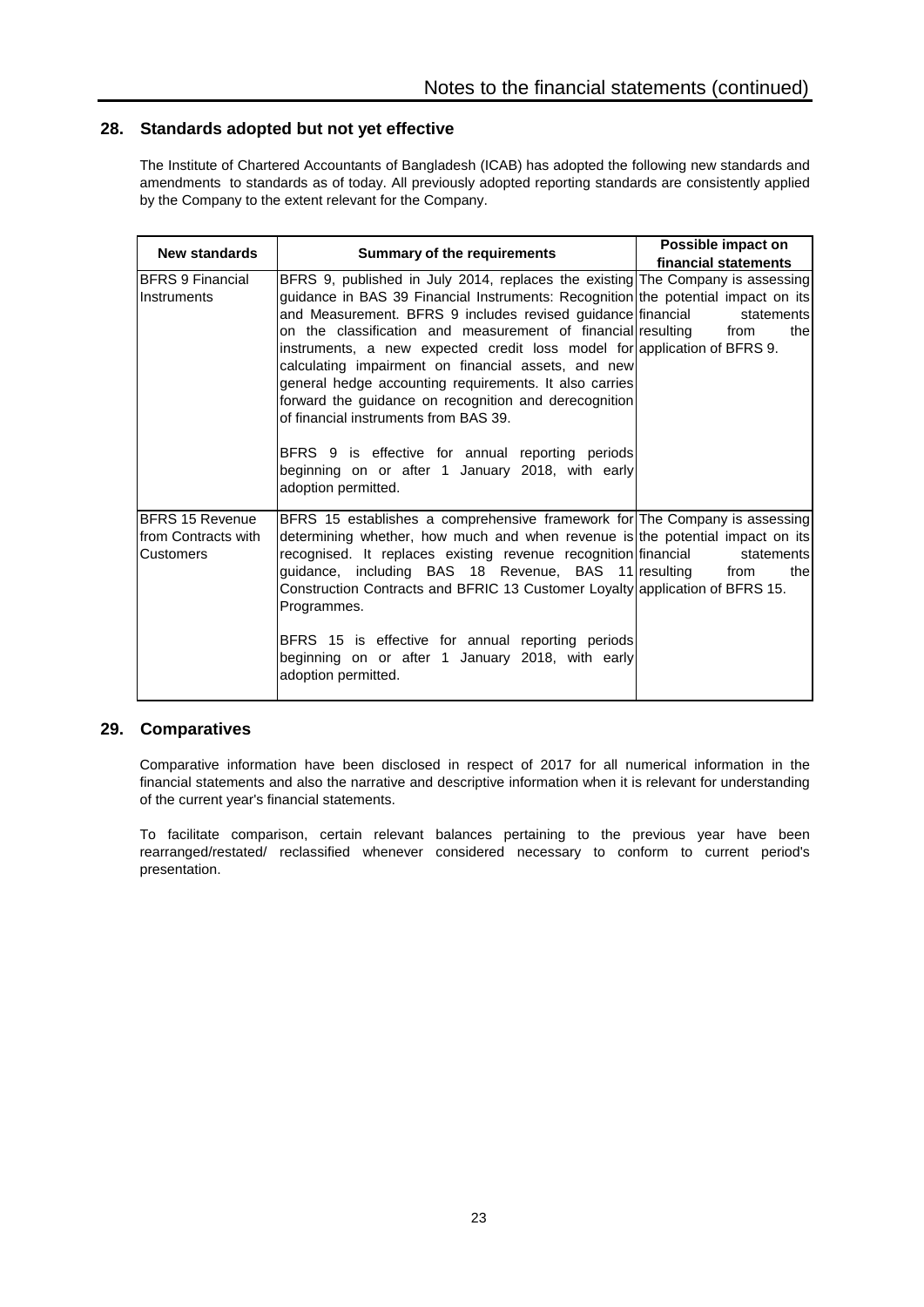## 28. Standards adopted but not yet effective

The Institute of Chartered Accountants of Bangladesh (ICAB) has adopted the following new standards and amendments to standards as of today. All previously adopted reporting standards are consistently applied by the Company to the extent relevant for the Company.

| New standards | Summary of the requirements | Possible impact on financial statements |
|---|---|---|
| BFRS 9 Financial Instruments | BFRS 9, published in July 2014, replaces the existing guidance in BAS 39 Financial Instruments: Recognition and Measurement. BFRS 9 includes revised guidance on the classification and measurement of financial instruments, a new expected credit loss model for calculating impairment on financial assets, and new general hedge accounting requirements. It also carries forward the guidance on recognition and derecognition of financial instruments from BAS 39.<br><br>BFRS 9 is effective for annual reporting periods beginning on or after 1 January 2018, with early adoption permitted. | The Company is assessing the potential impact on its financial statements resulting from the application of BFRS 9. |
| BFRS 15 Revenue from Contracts with Customers | BFRS 15 establishes a comprehensive framework for determining whether, how much and when revenue is recognised. It replaces existing revenue recognition guidance, including BAS 18 Revenue, BAS 11 Construction Contracts and BFRIC 13 Customer Loyalty Programmes.<br><br>BFRS 15 is effective for annual reporting periods beginning on or after 1 January 2018, with early adoption permitted. | The Company is assessing the potential impact on its financial statements resulting from the application of BFRS 15. |

## 29. Comparatives

Comparative information have been disclosed in respect of 2017 for all numerical information in the financial statements and also the narrative and descriptive information when it is relevant for understanding of the current year's financial statements.

To facilitate comparison, certain relevant balances pertaining to the previous year have been rearranged/restated/ reclassified whenever considered necessary to conform to current period's presentation.